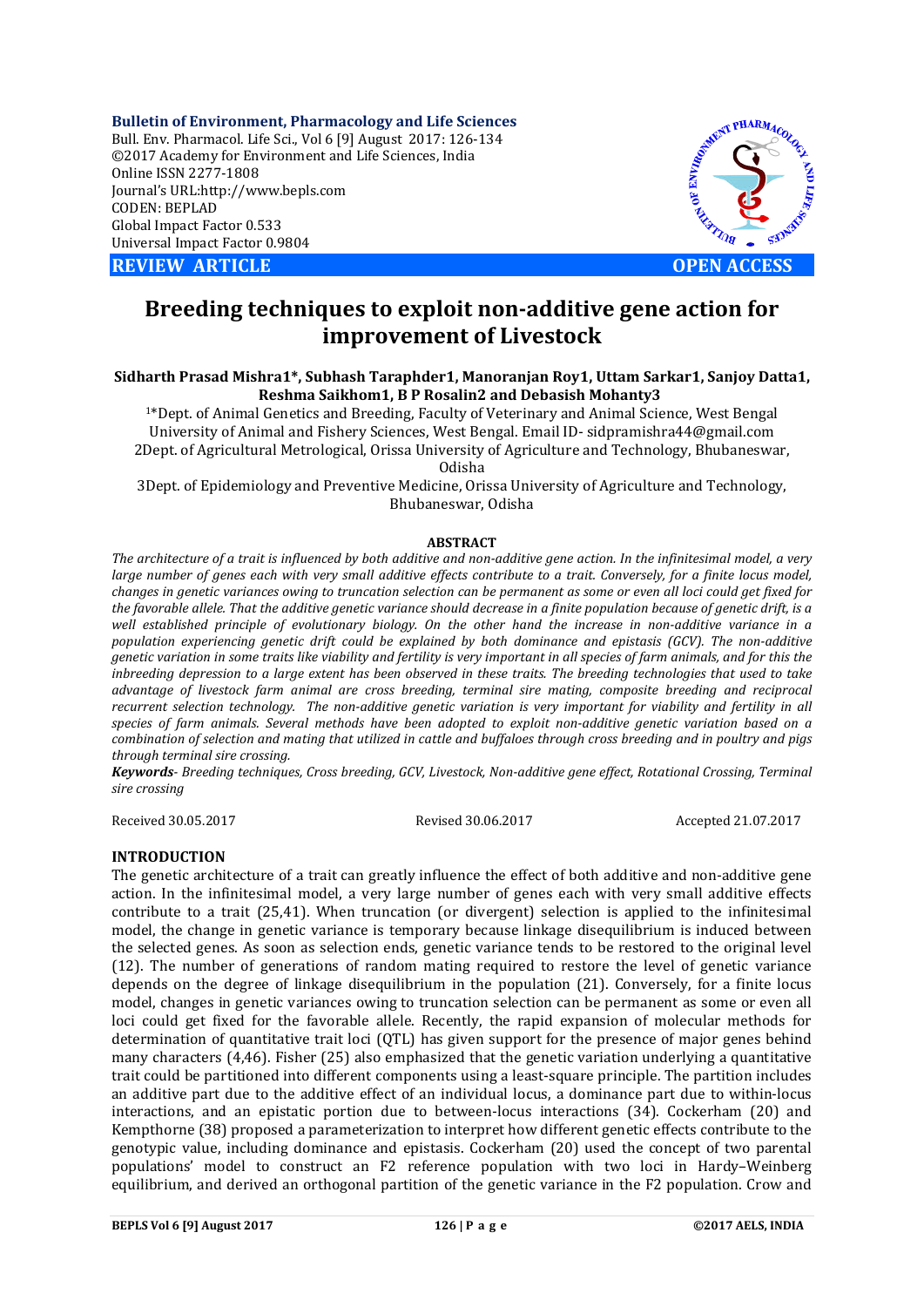Bulletin of Environment, Pharmacology and Life Sciences
Bull. Env. Pharmacol. Life Sci., Vol 6 [9] August 2017: 126-134
©2017 Academy for Environment and Life Sciences, India
Online ISSN 2277-1808
Journal's URL:http://www.bepls.com
CODEN: BEPLAD
Global Impact Factor 0.533
Universal Impact Factor 0.9804

**REVIEW ARTICLE** **OPEN ACCESS**

# Breeding techniques to exploit non-additive gene action for improvement of Livestock

**Sidharth Prasad Mishra[1]*, Subhash Taraphder[1], Manoranjan Roy[1], Uttam Sarkar[1], Sanjoy Datta[1], Reshma Saikhom[1], B P Rosalin[2] and Debasish Mohanty[3]**

[1]*Dept. of Animal Genetics and Breeding, Faculty of Veterinary and Animal Science, West Bengal University of Animal and Fishery Sciences, West Bengal. Email ID- sidpramishra44@gmail.com

[2]Dept. of Agricultural Metrological, Orissa University of Agriculture and Technology, Bhubaneswar, Odisha

[3]Dept. of Epidemiology and Preventive Medicine, Orissa University of Agriculture and Technology, Bhubaneswar, Odisha

## ABSTRACT

*The architecture of a trait is influenced by both additive and non-additive gene action. In the infinitesimal model, a very large number of genes each with very small additive effects contribute to a trait. Conversely, for a finite locus model, changes in genetic variances owing to truncation selection can be permanent as some or even all loci could get fixed for the favorable allele. That the additive genetic variance should decrease in a finite population because of genetic drift, is a well established principle of evolutionary biology. On the other hand the increase in non-additive variance in a population experiencing genetic drift could be explained by both dominance and epistasis (GCV). The non-additive genetic variation in some traits like viability and fertility is very important in all species of farm animals, and for this the inbreeding depression to a large extent has been observed in these traits. The breeding technologies that used to take advantage of livestock farm animal are cross breeding, terminal sire mating, composite breeding and reciprocal recurrent selection technology. The non-additive genetic variation is very important for viability and fertility in all species of farm animals. Several methods have been adopted to exploit non-additive genetic variation based on a combination of selection and mating that utilized in cattle and buffaloes through cross breeding and in poultry and pigs through terminal sire crossing.*

***Keywords****- Breeding techniques, Cross breeding, GCV, Livestock, Non-additive gene effect, Rotational Crossing, Terminal sire crossing*

Received 30.05.2017 Revised 30.06.2017 Accepted 21.07.2017

## INTRODUCTION

The genetic architecture of a trait can greatly influence the effect of both additive and non-additive gene action. In the infinitesimal model, a very large number of genes each with very small additive effects contribute to a trait (25,41). When truncation (or divergent) selection is applied to the infinitesimal model, the change in genetic variance is temporary because linkage disequilibrium is induced between the selected genes. As soon as selection ends, genetic variance tends to be restored to the original level (12). The number of generations of random mating required to restore the level of genetic variance depends on the degree of linkage disequilibrium in the population (21). Conversely, for a finite locus model, changes in genetic variances owing to truncation selection can be permanent as some or even all loci could get fixed for the favorable allele. Recently, the rapid expansion of molecular methods for determination of quantitative trait loci (QTL) has given support for the presence of major genes behind many characters (4,46). Fisher (25) also emphasized that the genetic variation underlying a quantitative trait could be partitioned into different components using a least-square principle. The partition includes an additive part due to the additive effect of an individual locus, a dominance part due to within-locus interactions, and an epistatic portion due to between-locus interactions (34). Cockerham (20) and Kempthorne (38) proposed a parameterization to interpret how different genetic effects contribute to the genotypic value, including dominance and epistasis. Cockerham (20) used the concept of two parental populations' model to construct an F2 reference population with two loci in Hardy–Weinberg equilibrium, and derived an orthogonal partition of the genetic variance in the F2 population. Crow and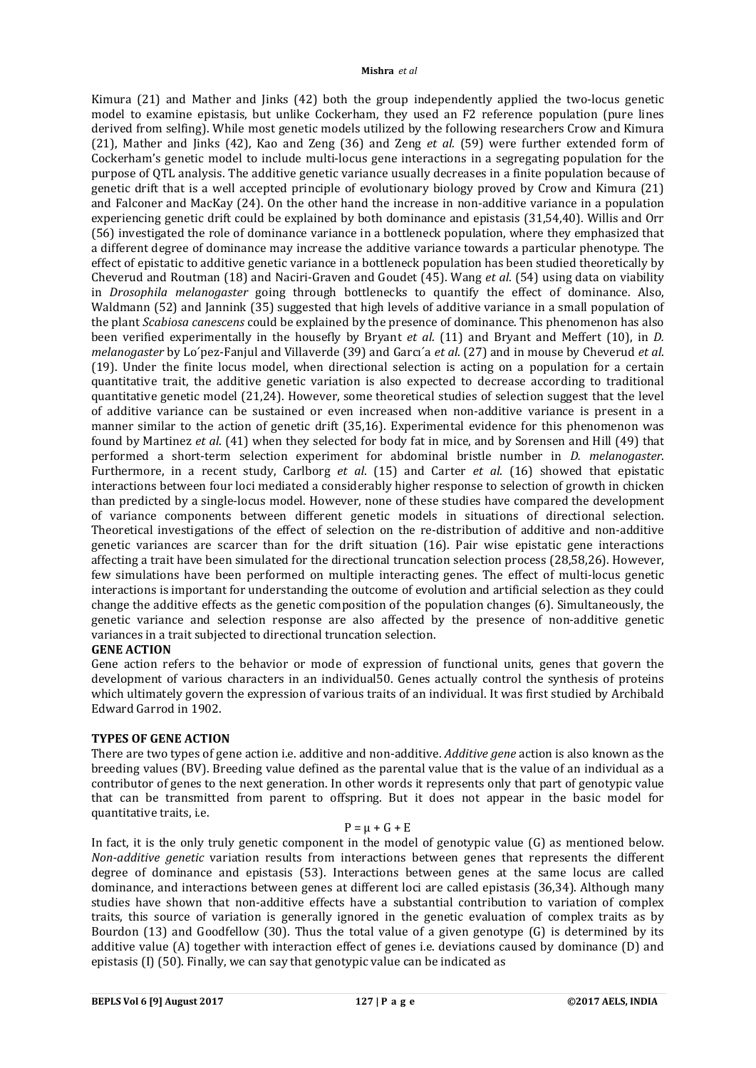Kimura (21) and Mather and Jinks (42) both the group independently applied the two-locus genetic model to examine epistasis, but unlike Cockerham, they used an F2 reference population (pure lines derived from selfing). While most genetic models utilized by the following researchers Crow and Kimura (21), Mather and Jinks (42), Kao and Zeng (36) and Zeng *et al.* (59) were further extended form of Cockerham's genetic model to include multi-locus gene interactions in a segregating population for the purpose of QTL analysis. The additive genetic variance usually decreases in a finite population because of genetic drift that is a well accepted principle of evolutionary biology proved by Crow and Kimura (21) and Falconer and MacKay (24). On the other hand the increase in non-additive variance in a population experiencing genetic drift could be explained by both dominance and epistasis (31,54,40). Willis and Orr (56) investigated the role of dominance variance in a bottleneck population, where they emphasized that a different degree of dominance may increase the additive variance towards a particular phenotype. The effect of epistatic to additive genetic variance in a bottleneck population has been studied theoretically by Cheverud and Routman (18) and Naciri-Graven and Goudet (45). Wang *et al.* (54) using data on viability in *Drosophila melanogaster* going through bottlenecks to quantify the effect of dominance. Also, Waldmann (52) and Jannink (35) suggested that high levels of additive variance in a small population of the plant *Scabiosa canescens* could be explained by the presence of dominance. This phenomenon has also been verified experimentally in the housefly by Bryant *et al.* (11) and Bryant and Meffert (10), in *D. melanogaster* by Lo´pez-Fanjul and Villaverde (39) and Garcı´a *et al.* (27) and in mouse by Cheverud *et al.* (19). Under the finite locus model, when directional selection is acting on a population for a certain quantitative trait, the additive genetic variation is also expected to decrease according to traditional quantitative genetic model (21,24). However, some theoretical studies of selection suggest that the level of additive variance can be sustained or even increased when non-additive variance is present in a manner similar to the action of genetic drift (35,16). Experimental evidence for this phenomenon was found by Martinez *et al.* (41) when they selected for body fat in mice, and by Sorensen and Hill (49) that performed a short-term selection experiment for abdominal bristle number in *D. melanogaster*. Furthermore, in a recent study, Carlborg *et al.* (15) and Carter *et al.* (16) showed that epistatic interactions between four loci mediated a considerably higher response to selection of growth in chicken than predicted by a single-locus model. However, none of these studies have compared the development of variance components between different genetic models in situations of directional selection. Theoretical investigations of the effect of selection on the re-distribution of additive and non-additive genetic variances are scarcer than for the drift situation (16). Pair wise epistatic gene interactions affecting a trait have been simulated for the directional truncation selection process (28,58,26). However, few simulations have been performed on multiple interacting genes. The effect of multi-locus genetic interactions is important for understanding the outcome of evolution and artificial selection as they could change the additive effects as the genetic composition of the population changes (6). Simultaneously, the genetic variance and selection response are also affected by the presence of non-additive genetic variances in a trait subjected to directional truncation selection.

## GENE ACTION

Gene action refers to the behavior or mode of expression of functional units, genes that govern the development of various characters in an individual50. Genes actually control the synthesis of proteins which ultimately govern the expression of various traits of an individual. It was first studied by Archibald Edward Garrod in 1902.

## TYPES OF GENE ACTION

There are two types of gene action i.e. additive and non-additive. *Additive gene* action is also known as the breeding values (BV). Breeding value defined as the parental value that is the value of an individual as a contributor of genes to the next generation. In other words it represents only that part of genotypic value that can be transmitted from parent to offspring. But it does not appear in the basic model for quantitative traits, i.e.

$$P = \mu + G + E$$

In fact, it is the only truly genetic component in the model of genotypic value (G) as mentioned below. *Non-additive genetic* variation results from interactions between genes that represents the different degree of dominance and epistasis (53). Interactions between genes at the same locus are called dominance, and interactions between genes at different loci are called epistasis (36,34). Although many studies have shown that non-additive effects have a substantial contribution to variation of complex traits, this source of variation is generally ignored in the genetic evaluation of complex traits as by Bourdon (13) and Goodfellow (30). Thus the total value of a given genotype (G) is determined by its additive value (A) together with interaction effect of genes i.e. deviations caused by dominance (D) and epistasis (I) (50). Finally, we can say that genotypic value can be indicated as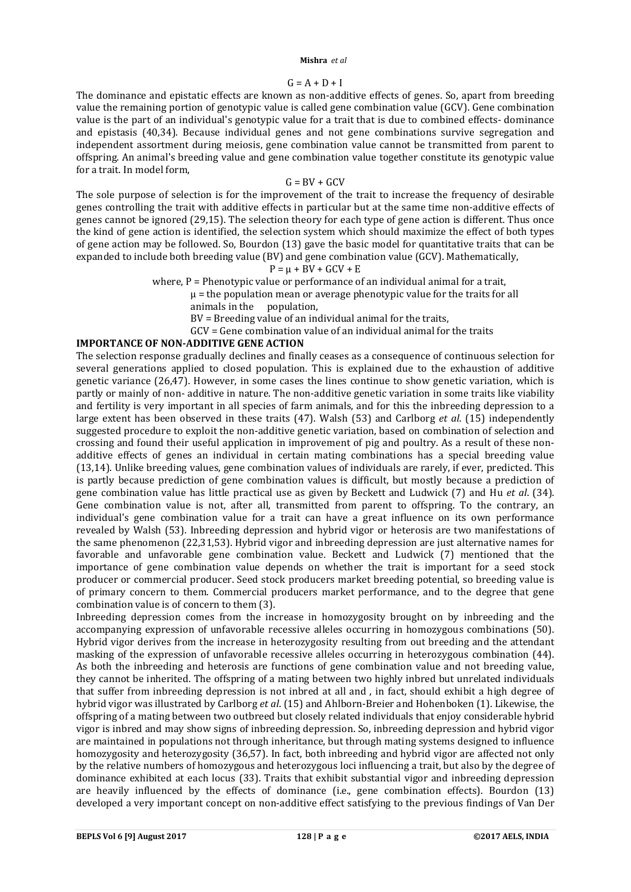$$G = A + D + I$$

The dominance and epistatic effects are known as non-additive effects of genes. So, apart from breeding value the remaining portion of genotypic value is called gene combination value (GCV). Gene combination value is the part of an individual's genotypic value for a trait that is due to combined effects- dominance and epistasis (40,34). Because individual genes and not gene combinations survive segregation and independent assortment during meiosis, gene combination value cannot be transmitted from parent to offspring. An animal's breeding value and gene combination value together constitute its genotypic value for a trait. In model form,

$$G = BV + GCV$$

The sole purpose of selection is for the improvement of the trait to increase the frequency of desirable genes controlling the trait with additive effects in particular but at the same time non-additive effects of genes cannot be ignored (29,15). The selection theory for each type of gene action is different. Thus once the kind of gene action is identified, the selection system which should maximize the effect of both types of gene action may be followed. So, Bourdon (13) gave the basic model for quantitative traits that can be expanded to include both breeding value (BV) and gene combination value (GCV). Mathematically,

$$P = \mu + BV + GCV + E$$

where, P = Phenotypic value or performance of an individual animal for a trait,

$\mu$ = the population mean or average phenotypic value for the traits for all animals in the population,

BV = Breeding value of an individual animal for the traits,

GCV = Gene combination value of an individual animal for the traits

## IMPORTANCE OF NON-ADDITIVE GENE ACTION

The selection response gradually declines and finally ceases as a consequence of continuous selection for several generations applied to closed population. This is explained due to the exhaustion of additive genetic variance (26,47). However, in some cases the lines continue to show genetic variation, which is partly or mainly of non- additive in nature. The non-additive genetic variation in some traits like viability and fertility is very important in all species of farm animals, and for this the inbreeding depression to a large extent has been observed in these traits (47). Walsh (53) and Carlborg *et al*. (15) independently suggested procedure to exploit the non-additive genetic variation, based on combination of selection and crossing and found their useful application in improvement of pig and poultry. As a result of these non-additive effects of genes an individual in certain mating combinations has a special breeding value (13,14). Unlike breeding values, gene combination values of individuals are rarely, if ever, predicted. This is partly because prediction of gene combination values is difficult, but mostly because a prediction of gene combination value has little practical use as given by Beckett and Ludwick (7) and Hu *et al*. (34). Gene combination value is not, after all, transmitted from parent to offspring. To the contrary, an individual's gene combination value for a trait can have a great influence on its own performance revealed by Walsh (53). Inbreeding depression and hybrid vigor or heterosis are two manifestations of the same phenomenon (22,31,53). Hybrid vigor and inbreeding depression are just alternative names for favorable and unfavorable gene combination value. Beckett and Ludwick (7) mentioned that the importance of gene combination value depends on whether the trait is important for a seed stock producer or commercial producer. Seed stock producers market breeding potential, so breeding value is of primary concern to them. Commercial producers market performance, and to the degree that gene combination value is of concern to them (3).

Inbreeding depression comes from the increase in homozygosity brought on by inbreeding and the accompanying expression of unfavorable recessive alleles occurring in homozygous combinations (50). Hybrid vigor derives from the increase in heterozygosity resulting from out breeding and the attendant masking of the expression of unfavorable recessive alleles occurring in heterozygous combination (44). As both the inbreeding and heterosis are functions of gene combination value and not breeding value, they cannot be inherited. The offspring of a mating between two highly inbred but unrelated individuals that suffer from inbreeding depression is not inbred at all and , in fact, should exhibit a high degree of hybrid vigor was illustrated by Carlborg *et al*. (15) and Ahlborn-Breier and Hohenboken (1). Likewise, the offspring of a mating between two outbreed but closely related individuals that enjoy considerable hybrid vigor is inbred and may show signs of inbreeding depression. So, inbreeding depression and hybrid vigor are maintained in populations not through inheritance, but through mating systems designed to influence homozygosity and heterozygosity (36,57). In fact, both inbreeding and hybrid vigor are affected not only by the relative numbers of homozygous and heterozygous loci influencing a trait, but also by the degree of dominance exhibited at each locus (33). Traits that exhibit substantial vigor and inbreeding depression are heavily influenced by the effects of dominance (i.e., gene combination effects). Bourdon (13) developed a very important concept on non-additive effect satisfying to the previous findings of Van Der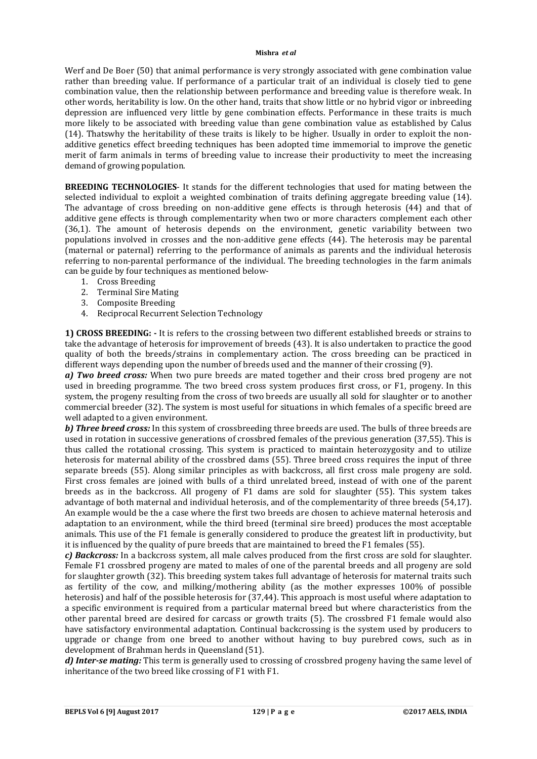Werf and De Boer (50) that animal performance is very strongly associated with gene combination value rather than breeding value. If performance of a particular trait of an individual is closely tied to gene combination value, then the relationship between performance and breeding value is therefore weak. In other words, heritability is low. On the other hand, traits that show little or no hybrid vigor or inbreeding depression are influenced very little by gene combination effects. Performance in these traits is much more likely to be associated with breeding value than gene combination value as established by Calus (14). Thatswhy the heritability of these traits is likely to be higher. Usually in order to exploit the non-additive genetics effect breeding techniques has been adopted time immemorial to improve the genetic merit of farm animals in terms of breeding value to increase their productivity to meet the increasing demand of growing population.

**BREEDING TECHNOLOGIES**- It stands for the different technologies that used for mating between the selected individual to exploit a weighted combination of traits defining aggregate breeding value (14). The advantage of cross breeding on non-additive gene effects is through heterosis (44) and that of additive gene effects is through complementarity when two or more characters complement each other (36,1). The amount of heterosis depends on the environment, genetic variability between two populations involved in crosses and the non-additive gene effects (44). The heterosis may be parental (maternal or paternal) referring to the performance of animals as parents and the individual heterosis referring to non-parental performance of the individual. The breeding technologies in the farm animals can be guide by four techniques as mentioned below-

1. Cross Breeding
2. Terminal Sire Mating
3. Composite Breeding
4. Reciprocal Recurrent Selection Technology

**1) CROSS BREEDING: -** It is refers to the crossing between two different established breeds or strains to take the advantage of heterosis for improvement of breeds (43). It is also undertaken to practice the good quality of both the breeds/strains in complementary action. The cross breeding can be practiced in different ways depending upon the number of breeds used and the manner of their crossing (9).

***a) Two breed cross:*** When two pure breeds are mated together and their cross bred progeny are not used in breeding programme. The two breed cross system produces first cross, or F1, progeny. In this system, the progeny resulting from the cross of two breeds are usually all sold for slaughter or to another commercial breeder (32). The system is most useful for situations in which females of a specific breed are well adapted to a given environment.

***b) Three breed cross:*** In this system of crossbreeding three breeds are used. The bulls of three breeds are used in rotation in successive generations of crossbred females of the previous generation (37,55). This is thus called the rotational crossing. This system is practiced to maintain heterozygosity and to utilize heterosis for maternal ability of the crossbred dams (55). Three breed cross requires the input of three separate breeds (55). Along similar principles as with backcross, all first cross male progeny are sold. First cross females are joined with bulls of a third unrelated breed, instead of with one of the parent breeds as in the backcross. All progeny of F1 dams are sold for slaughter (55). This system takes advantage of both maternal and individual heterosis, and of the complementarity of three breeds (54,17). An example would be the a case where the first two breeds are chosen to achieve maternal heterosis and adaptation to an environment, while the third breed (terminal sire breed) produces the most acceptable animals. This use of the F1 female is generally considered to produce the greatest lift in productivity, but it is influenced by the quality of pure breeds that are maintained to breed the F1 females (55).

***c) Backcross:*** In a backcross system, all male calves produced from the first cross are sold for slaughter. Female F1 crossbred progeny are mated to males of one of the parental breeds and all progeny are sold for slaughter growth (32). This breeding system takes full advantage of heterosis for maternal traits such as fertility of the cow, and milking/mothering ability (as the mother expresses 100% of possible heterosis) and half of the possible heterosis for (37,44). This approach is most useful where adaptation to a specific environment is required from a particular maternal breed but where characteristics from the other parental breed are desired for carcass or growth traits (5). The crossbred F1 female would also have satisfactory environmental adaptation. Continual backcrossing is the system used by producers to upgrade or change from one breed to another without having to buy purebred cows, such as in development of Brahman herds in Queensland (51).

***d) Inter-se mating:*** This term is generally used to crossing of crossbred progeny having the same level of inheritance of the two breed like crossing of F1 with F1.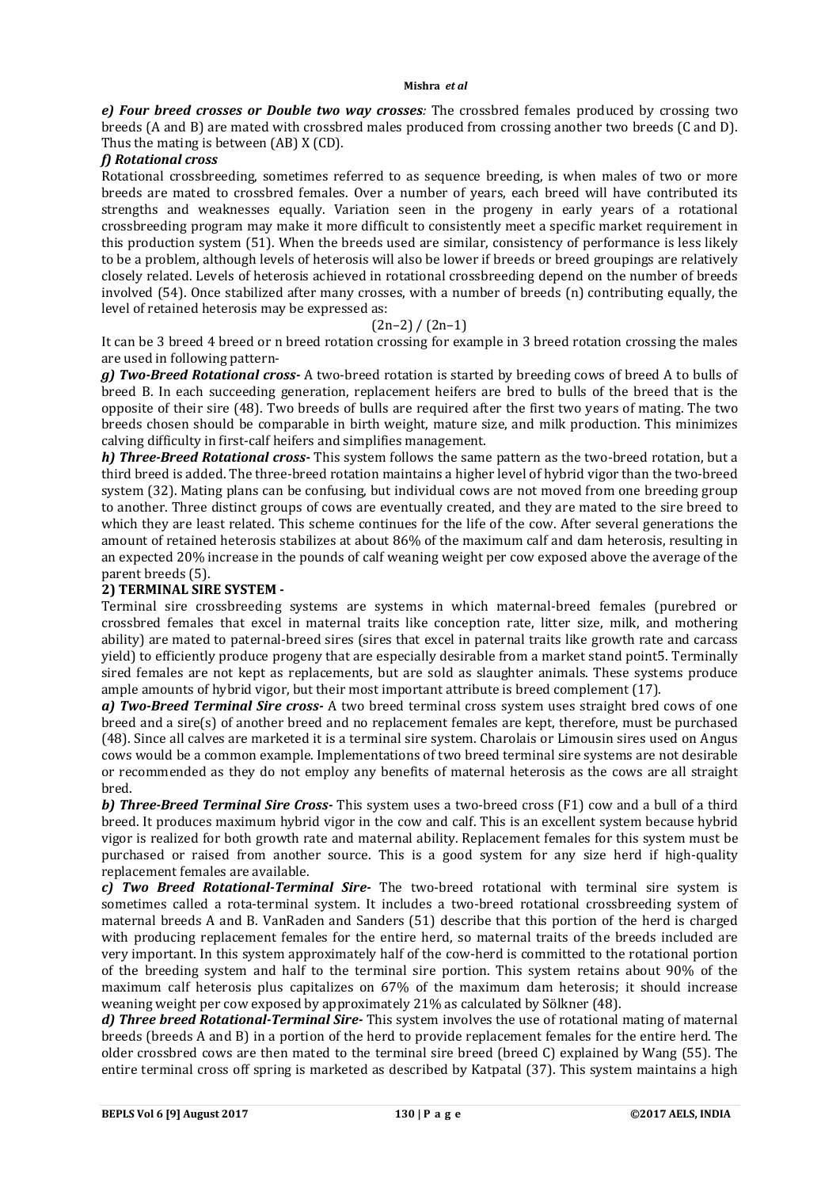***e) Four breed crosses or Double two way crosses**:* The crossbred females produced by crossing two breeds (A and B) are mated with crossbred males produced from crossing another two breeds (C and D). Thus the mating is between (AB) X (CD).

***f) Rotational cross***

Rotational crossbreeding, sometimes referred to as sequence breeding, is when males of two or more breeds are mated to crossbred females. Over a number of years, each breed will have contributed its strengths and weaknesses equally. Variation seen in the progeny in early years of a rotational crossbreeding program may make it more difficult to consistently meet a specific market requirement in this production system (51). When the breeds used are similar, consistency of performance is less likely to be a problem, although levels of heterosis will also be lower if breeds or breed groupings are relatively closely related. Levels of heterosis achieved in rotational crossbreeding depend on the number of breeds involved (54). Once stabilized after many crosses, with a number of breeds (n) contributing equally, the level of retained heterosis may be expressed as:

$$(2n-2) / (2n-1)$$

It can be 3 breed 4 breed or n breed rotation crossing for example in 3 breed rotation crossing the males are used in following pattern-

***g) Two-Breed Rotational cross-*** A two-breed rotation is started by breeding cows of breed A to bulls of breed B. In each succeeding generation, replacement heifers are bred to bulls of the breed that is the opposite of their sire (48). Two breeds of bulls are required after the first two years of mating. The two breeds chosen should be comparable in birth weight, mature size, and milk production. This minimizes calving difficulty in first-calf heifers and simplifies management.

***h) Three-Breed Rotational cross-*** This system follows the same pattern as the two-breed rotation, but a third breed is added. The three-breed rotation maintains a higher level of hybrid vigor than the two-breed system (32). Mating plans can be confusing, but individual cows are not moved from one breeding group to another. Three distinct groups of cows are eventually created, and they are mated to the sire breed to which they are least related. This scheme continues for the life of the cow. After several generations the amount of retained heterosis stabilizes at about 86% of the maximum calf and dam heterosis, resulting in an expected 20% increase in the pounds of calf weaning weight per cow exposed above the average of the parent breeds (5).

**2) TERMINAL SIRE SYSTEM -**

Terminal sire crossbreeding systems are systems in which maternal-breed females (purebred or crossbred females that excel in maternal traits like conception rate, litter size, milk, and mothering ability) are mated to paternal-breed sires (sires that excel in paternal traits like growth rate and carcass yield) to efficiently produce progeny that are especially desirable from a market stand point5. Terminally sired females are not kept as replacements, but are sold as slaughter animals. These systems produce ample amounts of hybrid vigor, but their most important attribute is breed complement (17).

***a) Two-Breed Terminal Sire cross-*** A two breed terminal cross system uses straight bred cows of one breed and a sire(s) of another breed and no replacement females are kept, therefore, must be purchased (48). Since all calves are marketed it is a terminal sire system. Charolais or Limousin sires used on Angus cows would be a common example. Implementations of two breed terminal sire systems are not desirable or recommended as they do not employ any benefits of maternal heterosis as the cows are all straight bred.

***b) Three-Breed Terminal Sire Cross-*** This system uses a two-breed cross (F1) cow and a bull of a third breed. It produces maximum hybrid vigor in the cow and calf. This is an excellent system because hybrid vigor is realized for both growth rate and maternal ability. Replacement females for this system must be purchased or raised from another source. This is a good system for any size herd if high-quality replacement females are available.

***c) Two Breed Rotational-Terminal Sire-*** The two-breed rotational with terminal sire system is sometimes called a rota-terminal system. It includes a two-breed rotational crossbreeding system of maternal breeds A and B. VanRaden and Sanders (51) describe that this portion of the herd is charged with producing replacement females for the entire herd, so maternal traits of the breeds included are very important. In this system approximately half of the cow-herd is committed to the rotational portion of the breeding system and half to the terminal sire portion. This system retains about 90% of the maximum calf heterosis plus capitalizes on 67% of the maximum dam heterosis; it should increase weaning weight per cow exposed by approximately 21% as calculated by Sölkner (48).

***d) Three breed Rotational-Terminal Sire-*** This system involves the use of rotational mating of maternal breeds (breeds A and B) in a portion of the herd to provide replacement females for the entire herd. The older crossbred cows are then mated to the terminal sire breed (breed C) explained by Wang (55). The entire terminal cross off spring is marketed as described by Katpatal (37). This system maintains a high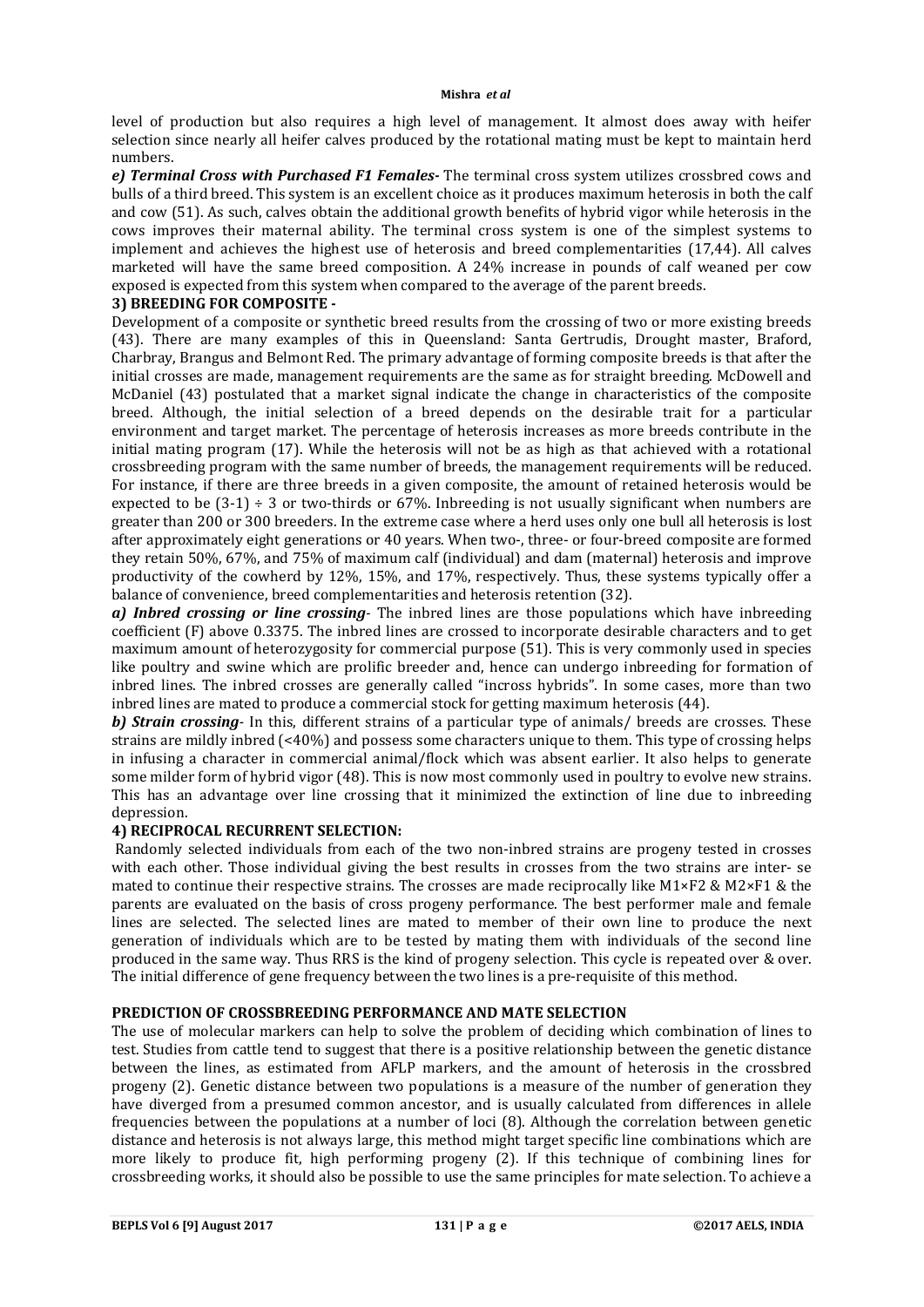level of production but also requires a high level of management. It almost does away with heifer selection since nearly all heifer calves produced by the rotational mating must be kept to maintain herd numbers.

***e) Terminal Cross with Purchased F1 Females-*** The terminal cross system utilizes crossbred cows and bulls of a third breed. This system is an excellent choice as it produces maximum heterosis in both the calf and cow (51). As such, calves obtain the additional growth benefits of hybrid vigor while heterosis in the cows improves their maternal ability. The terminal cross system is one of the simplest systems to implement and achieves the highest use of heterosis and breed complementarities (17,44). All calves marketed will have the same breed composition. A 24% increase in pounds of calf weaned per cow exposed is expected from this system when compared to the average of the parent breeds.

**3) BREEDING FOR COMPOSITE -**

Development of a composite or synthetic breed results from the crossing of two or more existing breeds (43). There are many examples of this in Queensland: Santa Gertrudis, Drought master, Braford, Charbray, Brangus and Belmont Red. The primary advantage of forming composite breeds is that after the initial crosses are made, management requirements are the same as for straight breeding. McDowell and McDaniel (43) postulated that a market signal indicate the change in characteristics of the composite breed. Although, the initial selection of a breed depends on the desirable trait for a particular environment and target market. The percentage of heterosis increases as more breeds contribute in the initial mating program (17). While the heterosis will not be as high as that achieved with a rotational crossbreeding program with the same number of breeds, the management requirements will be reduced. For instance, if there are three breeds in a given composite, the amount of retained heterosis would be expected to be $(3\text{-}1) \div 3$ or two-thirds or 67%. Inbreeding is not usually significant when numbers are greater than 200 or 300 breeders. In the extreme case where a herd uses only one bull all heterosis is lost after approximately eight generations or 40 years. When two-, three- or four-breed composite are formed they retain 50%, 67%, and 75% of maximum calf (individual) and dam (maternal) heterosis and improve productivity of the cowherd by 12%, 15%, and 17%, respectively. Thus, these systems typically offer a balance of convenience, breed complementarities and heterosis retention (32).

***a) Inbred crossing or line crossing***- The inbred lines are those populations which have inbreeding coefficient (F) above 0.3375. The inbred lines are crossed to incorporate desirable characters and to get maximum amount of heterozygosity for commercial purpose (51). This is very commonly used in species like poultry and swine which are prolific breeder and, hence can undergo inbreeding for formation of inbred lines. The inbred crosses are generally called "incross hybrids". In some cases, more than two inbred lines are mated to produce a commercial stock for getting maximum heterosis (44).

***b) Strain crossing***- In this, different strains of a particular type of animals/ breeds are crosses. These strains are mildly inbred (<40%) and possess some characters unique to them. This type of crossing helps in infusing a character in commercial animal/flock which was absent earlier. It also helps to generate some milder form of hybrid vigor (48). This is now most commonly used in poultry to evolve new strains. This has an advantage over line crossing that it minimized the extinction of line due to inbreeding depression.

**4) RECIPROCAL RECURRENT SELECTION:**

Randomly selected individuals from each of the two non-inbred strains are progeny tested in crosses with each other. Those individual giving the best results in crosses from the two strains are inter- se mated to continue their respective strains. The crosses are made reciprocally like M1×F2 & M2×F1 & the parents are evaluated on the basis of cross progeny performance. The best performer male and female lines are selected. The selected lines are mated to member of their own line to produce the next generation of individuals which are to be tested by mating them with individuals of the second line produced in the same way. Thus RRS is the kind of progeny selection. This cycle is repeated over & over. The initial difference of gene frequency between the two lines is a pre-requisite of this method.

**PREDICTION OF CROSSBREEDING PERFORMANCE AND MATE SELECTION**

The use of molecular markers can help to solve the problem of deciding which combination of lines to test. Studies from cattle tend to suggest that there is a positive relationship between the genetic distance between the lines, as estimated from AFLP markers, and the amount of heterosis in the crossbred progeny (2). Genetic distance between two populations is a measure of the number of generation they have diverged from a presumed common ancestor, and is usually calculated from differences in allele frequencies between the populations at a number of loci (8). Although the correlation between genetic distance and heterosis is not always large, this method might target specific line combinations which are more likely to produce fit, high performing progeny (2). If this technique of combining lines for crossbreeding works, it should also be possible to use the same principles for mate selection. To achieve a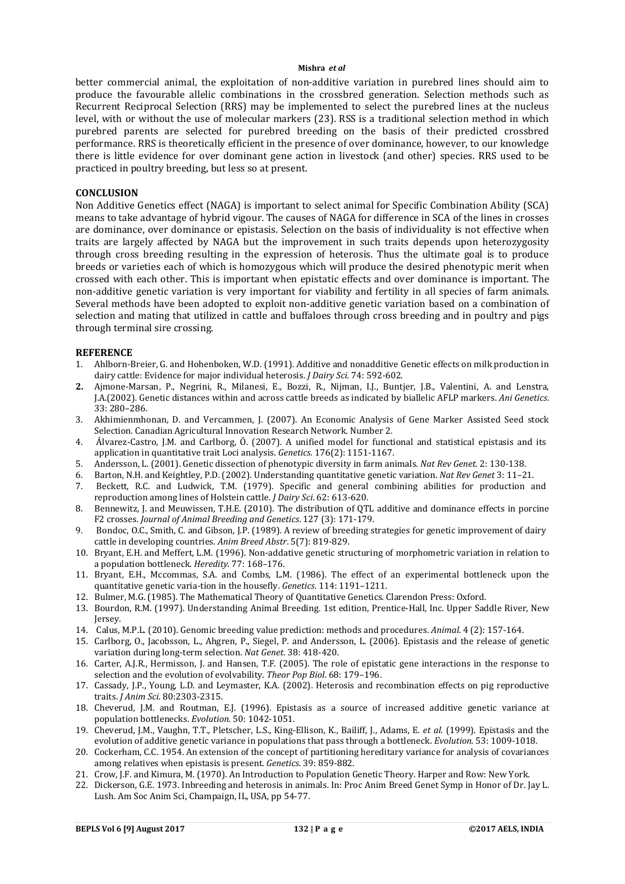better commercial animal, the exploitation of non-additive variation in purebred lines should aim to produce the favourable allelic combinations in the crossbred generation. Selection methods such as Recurrent Reciprocal Selection (RRS) may be implemented to select the purebred lines at the nucleus level, with or without the use of molecular markers (23). RSS is a traditional selection method in which purebred parents are selected for purebred breeding on the basis of their predicted crossbred performance. RRS is theoretically efficient in the presence of over dominance, however, to our knowledge there is little evidence for over dominant gene action in livestock (and other) species. RRS used to be practiced in poultry breeding, but less so at present.

## CONCLUSION

Non Additive Genetics effect (NAGA) is important to select animal for Specific Combination Ability (SCA) means to take advantage of hybrid vigour. The causes of NAGA for difference in SCA of the lines in crosses are dominance, over dominance or epistasis. Selection on the basis of individuality is not effective when traits are largely affected by NAGA but the improvement in such traits depends upon heterozygosity through cross breeding resulting in the expression of heterosis. Thus the ultimate goal is to produce breeds or varieties each of which is homozygous which will produce the desired phenotypic merit when crossed with each other. This is important when epistatic effects and over dominance is important. The non-additive genetic variation is very important for viability and fertility in all species of farm animals. Several methods have been adopted to exploit non-additive genetic variation based on a combination of selection and mating that utilized in cattle and buffaloes through cross breeding and in poultry and pigs through terminal sire crossing.

## REFERENCE

1. Ahlborn-Breier, G. and Hohenboken, W.D. (1991). Additive and nonadditive Genetic effects on milk production in dairy cattle: Evidence for major individual heterosis. *J Dairy Sci*. 74: 592-602.
2. Ajmone-Marsan, P., Negrini, R., Milanesi, E., Bozzi, R., Nijman, I.J., Buntjer, J.B., Valentini, A. and Lenstra, J.A.(2002). Genetic distances within and across cattle breeds as indicated by biallelic AFLP markers. *Ani Genetics*. 33: 280–286.
3. Akhimienmhonan, D. and Vercammen, J. (2007). An Economic Analysis of Gene Marker Assisted Seed stock Selection. Canadian Agricultural Innovation Research Network. Number 2.
4. Álvarez-Castro, J.M. and Carlborg, Ö. (2007). A unified model for functional and statistical epistasis and its application in quantitative trait Loci analysis. *Genetics*. 176(2): 1151-1167.
5. Andersson, L. (2001). Genetic dissection of phenotypic diversity in farm animals. *Nat Rev Genet*. 2: 130-138.
6. Barton, N.H. and Keightley, P.D. (2002). Understanding quantitative genetic variation. *Nat Rev Genet* 3: 11–21.
7. Beckett, R.C. and Ludwick, T.M. (1979). Specific and general combining abilities for production and reproduction among lines of Holstein cattle. *J Dairy Sci*. 62: 613-620.
8. Bennewitz, J. and Meuwissen, T.H.E. (2010). The distribution of QTL additive and dominance effects in porcine F2 crosses. *Journal of Animal Breeding and Genetics*. 127 (3): 171-179.
9. Bondoc, O.C., Smith, C. and Gibson, J.P. (1989). A review of breeding strategies for genetic improvement of dairy cattle in developing countries. *Anim Breed Abstr*. 5(7): 819-829.
10. Bryant, E.H. and Meffert, L.M. (1996). Non-addative genetic structuring of morphometric variation in relation to a population bottleneck. *Heredity*. 77: 168–176.
11. Bryant, E.H., Mccommas, S.A. and Combs, L.M. (1986). The effect of an experimental bottleneck upon the quantitative genetic varia-tion in the housefly. *Genetics*. 114: 1191–1211.
12. Bulmer, M.G. (1985). The Mathematical Theory of Quantitative Genetics. Clarendon Press: Oxford.
13. Bourdon, R.M. (1997). Understanding Animal Breeding. 1st edition, Prentice-Hall, Inc. Upper Saddle River, New Jersey.
14. Calus, M.P.L. (2010). Genomic breeding value prediction: methods and procedures. *Animal*. 4 (2): 157-164.
15. Carlborg, O., Jacobsson, L., Ahgren, P., Siegel, P. and Andersson, L. (2006). Epistasis and the release of genetic variation during long-term selection. *Nat Genet*. 38: 418-420.
16. Carter, A.J.R., Hermisson, J. and Hansen, T.F. (2005). The role of epistatic gene interactions in the response to selection and the evolution of evolvability. *Theor Pop Biol*. 68: 179–196.
17. Cassady, J.P., Young, L.D. and Leymaster, K.A. (2002). Heterosis and recombination effects on pig reproductive traits. *J Anim Sci*. 80:2303-2315.
18. Cheverud, J.M. and Routman, E.J. (1996). Epistasis as a source of increased additive genetic variance at population bottlenecks. *Evolution*. 50: 1042-1051.
19. Cheverud, J.M., Vaughn, T.T., Pletscher, L.S., King-Ellison, K., Bailiff, J., Adams, E. *et al*. (1999). Epistasis and the evolution of additive genetic variance in populations that pass through a bottleneck. *Evolution*. 53: 1009-1018.
20. Cockerham, C.C. 1954. An extension of the concept of partitioning hereditary variance for analysis of covariances among relatives when epistasis is present. *Genetics*. 39: 859-882.
21. Crow, J.F. and Kimura, M. (1970). An Introduction to Population Genetic Theory. Harper and Row: New York.
22. Dickerson, G.E. 1973. Inbreeding and heterosis in animals. In: Proc Anim Breed Genet Symp in Honor of Dr. Jay L. Lush. Am Soc Anim Sci, Champaign, IL, USA, pp 54-77.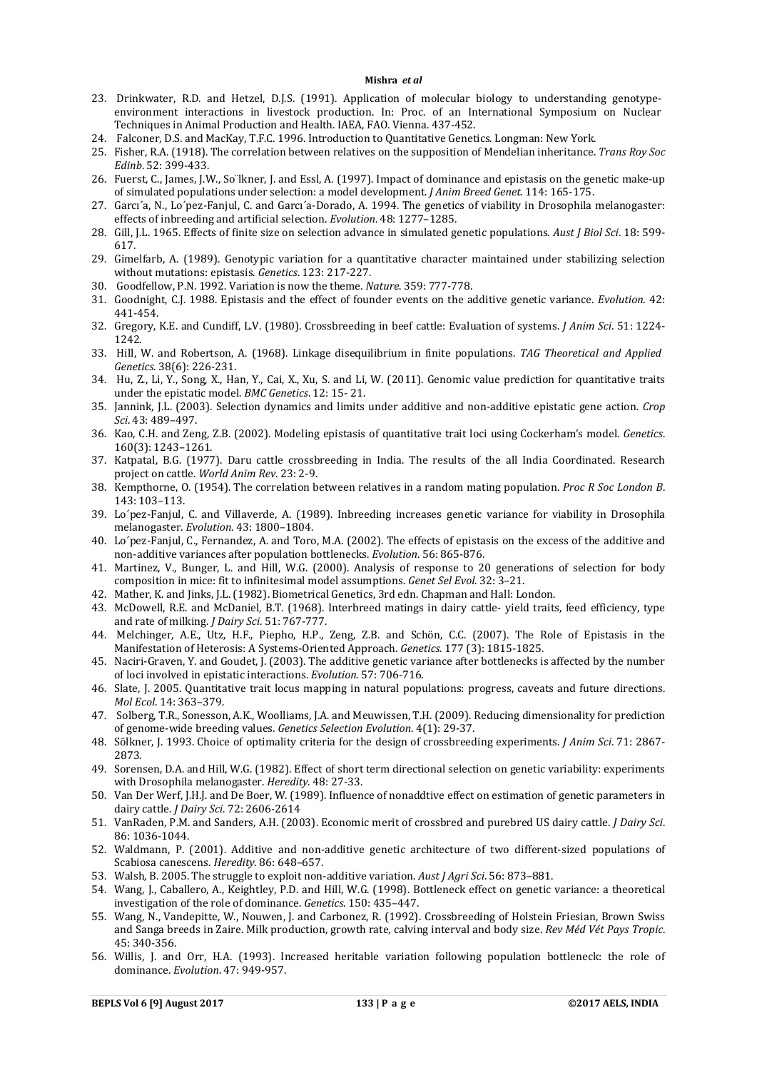23. Drinkwater, R.D. and Hetzel, D.J.S. (1991). Application of molecular biology to understanding genotype-environment interactions in livestock production. In: Proc. of an International Symposium on Nuclear Techniques in Animal Production and Health. IAEA, FAO. Vienna. 437-452.
24. Falconer, D.S. and MacKay, T.F.C. 1996. Introduction to Quantitative Genetics. Longman: New York.
25. Fisher, R.A. (1918). The correlation between relatives on the supposition of Mendelian inheritance. *Trans Roy Soc Edinb*. 52: 399-433.
26. Fuerst, C., James, J.W., So¨lkner, J. and Essl, A. (1997). Impact of dominance and epistasis on the genetic make-up of simulated populations under selection: a model development. *J Anim Breed Genet*. 114: 165-175.
27. Garcı´a, N., Lo´pez-Fanjul, C. and Garcı´a-Dorado, A. 1994. The genetics of viability in Drosophila melanogaster: effects of inbreeding and artificial selection. *Evolution*. 48: 1277–1285.
28. Gill, J.L. 1965. Effects of finite size on selection advance in simulated genetic populations. *Aust J Biol Sci*. 18: 599-617.
29. Gimelfarb, A. (1989). Genotypic variation for a quantitative character maintained under stabilizing selection without mutations: epistasis. *Genetics*. 123: 217-227.
30. Goodfellow, P.N. 1992. Variation is now the theme. *Nature*. 359: 777-778.
31. Goodnight, C.J. 1988. Epistasis and the effect of founder events on the additive genetic variance. *Evolution*. 42: 441-454.
32. Gregory, K.E. and Cundiff, L.V. (1980). Crossbreeding in beef cattle: Evaluation of systems. *J Anim Sci*. 51: 1224-1242.
33. Hill, W. and Robertson, A. (1968). Linkage disequilibrium in finite populations. *TAG Theoretical and Applied Genetics*. 38(6): 226-231.
34. Hu, Z., Li, Y., Song, X., Han, Y., Cai, X., Xu, S. and Li, W. (2011). Genomic value prediction for quantitative traits under the epistatic model. *BMC Genetics*. 12: 15- 21.
35. Jannink, J.L. (2003). Selection dynamics and limits under additive and non-additive epistatic gene action. *Crop Sci*. 43: 489–497.
36. Kao, C.H. and Zeng, Z.B. (2002). Modeling epistasis of quantitative trait loci using Cockerham's model. *Genetics*. 160(3): 1243–1261.
37. Katpatal, B.G. (1977). Daru cattle crossbreeding in India. The results of the all India Coordinated. Research project on cattle. *World Anim Rev*. 23: 2-9.
38. Kempthorne, O. (1954). The correlation between relatives in a random mating population. *Proc R Soc London B*. 143: 103–113.
39. Lo´pez-Fanjul, C. and Villaverde, A. (1989). Inbreeding increases genetic variance for viability in Drosophila melanogaster. *Evolution*. 43: 1800–1804.
40. Lo´pez-Fanjul, C., Fernandez, A. and Toro, M.A. (2002). The effects of epistasis on the excess of the additive and non-additive variances after population bottlenecks. *Evolution*. 56: 865-876.
41. Martinez, V., Bunger, L. and Hill, W.G. (2000). Analysis of response to 20 generations of selection for body composition in mice: fit to infinitesimal model assumptions. *Genet Sel Evol*. 32: 3–21.
42. Mather, K. and Jinks, J.L. (1982). Biometrical Genetics, 3rd edn. Chapman and Hall: London.
43. McDowell, R.E. and McDaniel, B.T. (1968). Interbreed matings in dairy cattle- yield traits, feed efficiency, type and rate of milking. *J Dairy Sci*. 51: 767-777.
44. Melchinger, A.E., Utz, H.F., Piepho, H.P., Zeng, Z.B. and Schön, C.C. (2007). The Role of Epistasis in the Manifestation of Heterosis: A Systems-Oriented Approach. *Genetics*. 177 (3): 1815-1825.
45. Naciri-Graven, Y. and Goudet, J. (2003). The additive genetic variance after bottlenecks is affected by the number of loci involved in epistatic interactions. *Evolution*. 57: 706-716.
46. Slate, J. 2005. Quantitative trait locus mapping in natural populations: progress, caveats and future directions. *Mol Ecol*. 14: 363–379.
47. Solberg, T.R., Sonesson, A.K., Woolliams, J.A. and Meuwissen, T.H. (2009). Reducing dimensionality for prediction of genome-wide breeding values. *Genetics Selection Evolution*. 4(1): 29-37.
48. Sölkner, J. 1993. Choice of optimality criteria for the design of crossbreeding experiments. *J Anim Sci*. 71: 2867-2873.
49. Sorensen, D.A. and Hill, W.G. (1982). Effect of short term directional selection on genetic variability: experiments with Drosophila melanogaster. *Heredity*. 48: 27-33.
50. Van Der Werf, J.H.J. and De Boer, W. (1989). Influence of nonaddtive effect on estimation of genetic parameters in dairy cattle. *J Dairy Sci*. 72: 2606-2614
51. VanRaden, P.M. and Sanders, A.H. (2003). Economic merit of crossbred and purebred US dairy cattle. *J Dairy Sci*. 86: 1036-1044.
52. Waldmann, P. (2001). Additive and non-additive genetic architecture of two different-sized populations of Scabiosa canescens. *Heredity*. 86: 648–657.
53. Walsh, B. 2005. The struggle to exploit non-additive variation. *Aust J Agri Sci*. 56: 873–881.
54. Wang, J., Caballero, A., Keightley, P.D. and Hill, W.G. (1998). Bottleneck effect on genetic variance: a theoretical investigation of the role of dominance. *Genetics*. 150: 435–447.
55. Wang, N., Vandepitte, W., Nouwen, J. and Carbonez, R. (1992). Crossbreeding of Holstein Friesian, Brown Swiss and Sanga breeds in Zaire. Milk production, growth rate, calving interval and body size. *Rev Méd Vét Pays Tropic*. 45: 340-356.
56. Willis, J. and Orr, H.A. (1993). Increased heritable variation following population bottleneck: the role of dominance. *Evolution*. 47: 949-957.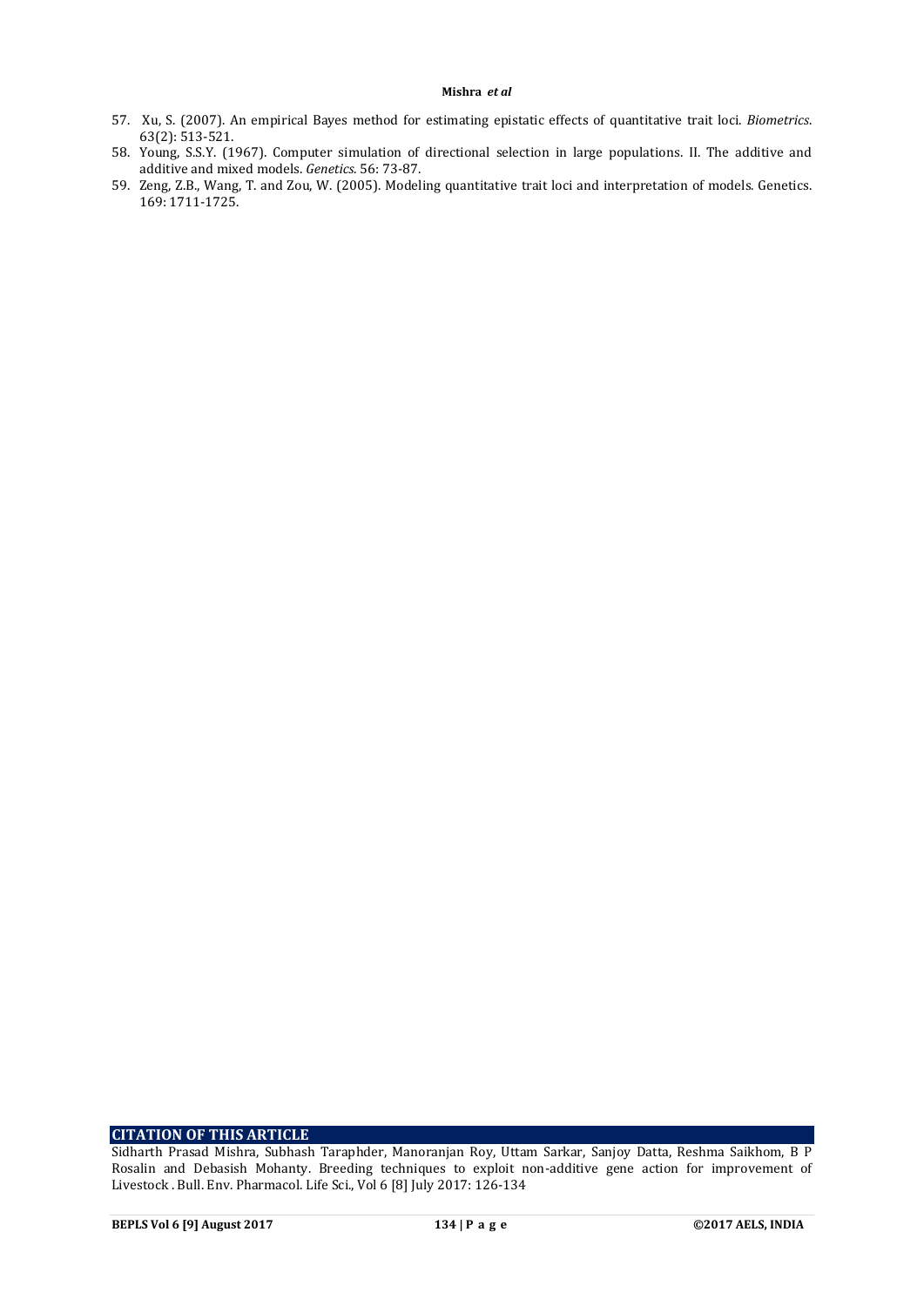57. Xu, S. (2007). An empirical Bayes method for estimating epistatic effects of quantitative trait loci. *Biometrics*. 63(2): 513-521.
58. Young, S.S.Y. (1967). Computer simulation of directional selection in large populations. II. The additive and additive and mixed models. *Genetics*. 56: 73-87.
59. Zeng, Z.B., Wang, T. and Zou, W. (2005). Modeling quantitative trait loci and interpretation of models. Genetics. 169: 1711-1725.

**CITATION OF THIS ARTICLE**

Sidharth Prasad Mishra, Subhash Taraphder, Manoranjan Roy, Uttam Sarkar, Sanjoy Datta, Reshma Saikhom, B P Rosalin and Debasish Mohanty. Breeding techniques to exploit non-additive gene action for improvement of Livestock . Bull. Env. Pharmacol. Life Sci., Vol 6 [8] July 2017: 126-134